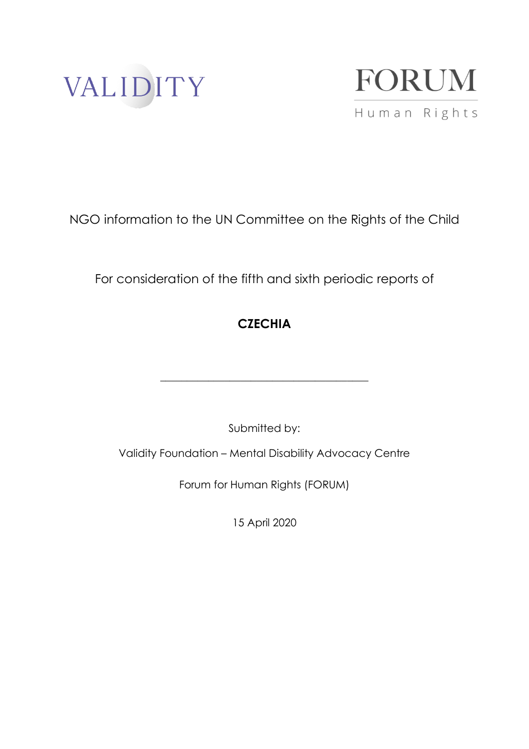VALIDITY

FORUM

Human Rights

NGO information to the UN Committee on the Rights of the Child

For consideration of the fifth and sixth periodic reports of

**CZECHIA**

---

Submitted by:

Validity Foundation – Mental Disability Advocacy Centre

Forum for Human Rights (FORUM)

15 April 2020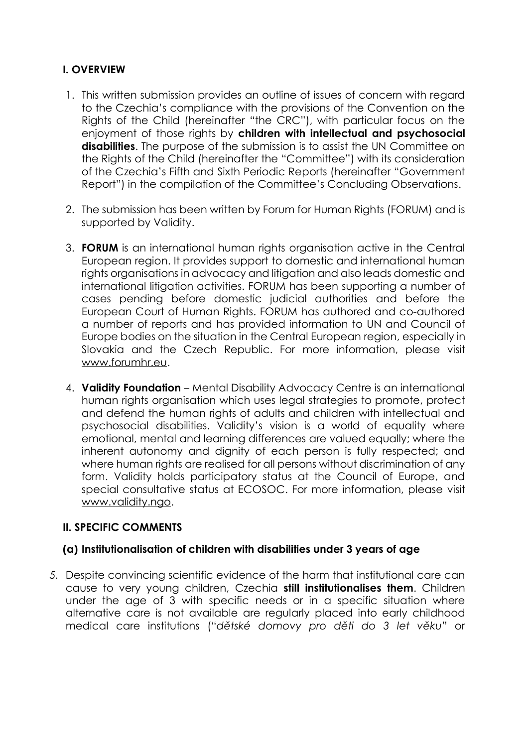## I. OVERVIEW

1. This written submission provides an outline of issues of concern with regard to the Czechia's compliance with the provisions of the Convention on the Rights of the Child (hereinafter "the CRC"), with particular focus on the enjoyment of those rights by **children with intellectual and psychosocial disabilities**. The purpose of the submission is to assist the UN Committee on the Rights of the Child (hereinafter the "Committee") with its consideration of the Czechia's Fifth and Sixth Periodic Reports (hereinafter "Government Report") in the compilation of the Committee's Concluding Observations.

2. The submission has been written by Forum for Human Rights (FORUM) and is supported by Validity.

3. **FORUM** is an international human rights organisation active in the Central European region. It provides support to domestic and international human rights organisations in advocacy and litigation and also leads domestic and international litigation activities. FORUM has been supporting a number of cases pending before domestic judicial authorities and before the European Court of Human Rights. FORUM has authored and co-authored a number of reports and has provided information to UN and Council of Europe bodies on the situation in the Central European region, especially in Slovakia and the Czech Republic. For more information, please visit www.forumhr.eu.

4. **Validity Foundation** – Mental Disability Advocacy Centre is an international human rights organisation which uses legal strategies to promote, protect and defend the human rights of adults and children with intellectual and psychosocial disabilities. Validity's vision is a world of equality where emotional, mental and learning differences are valued equally; where the inherent autonomy and dignity of each person is fully respected; and where human rights are realised for all persons without discrimination of any form. Validity holds participatory status at the Council of Europe, and special consultative status at ECOSOC. For more information, please visit www.validity.ngo.

## II. SPECIFIC COMMENTS

### (a) Institutionalisation of children with disabilities under 3 years of age

5. Despite convincing scientific evidence of the harm that institutional care can cause to very young children, Czechia **still institutionalises them**. Children under the age of 3 with specific needs or in a specific situation where alternative care is not available are regularly placed into early childhood medical care institutions (*"dětské domovy pro děti do 3 let věku"* or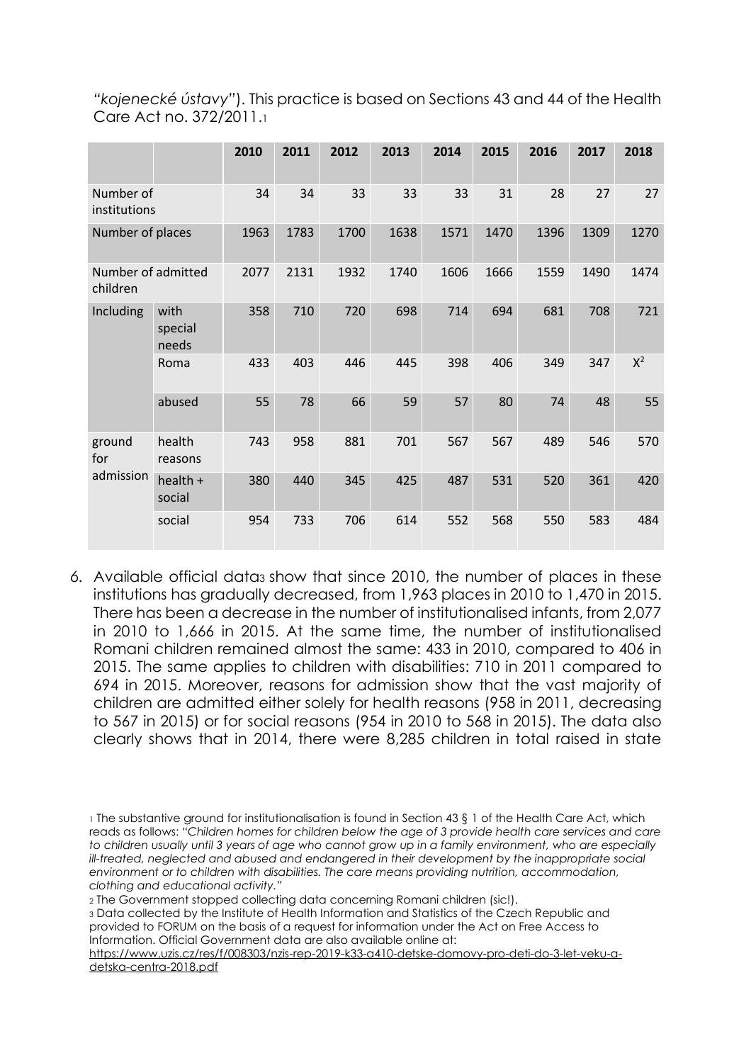*"kojenecké ústavy"*). This practice is based on Sections 43 and 44 of the Health Care Act no. 372/2011.[1]

| | | 2010 | 2011 | 2012 | 2013 | 2014 | 2015 | 2016 | 2017 | 2018 |
|---|---|---|---|---|---|---|---|---|---|---|
| Number of institutions | | 34 | 34 | 33 | 33 | 33 | 31 | 28 | 27 | 27 |
| Number of places | | 1963 | 1783 | 1700 | 1638 | 1571 | 1470 | 1396 | 1309 | 1270 |
| Number of admitted children | | 2077 | 2131 | 1932 | 1740 | 1606 | 1666 | 1559 | 1490 | 1474 |
| Including | with special needs | 358 | 710 | 720 | 698 | 714 | 694 | 681 | 708 | 721 |
| | Roma | 433 | 403 | 446 | 445 | 398 | 406 | 349 | 347 | X[2] |
| | abused | 55 | 78 | 66 | 59 | 57 | 80 | 74 | 48 | 55 |
| ground for admission | health reasons | 743 | 958 | 881 | 701 | 567 | 567 | 489 | 546 | 570 |
| | health + social | 380 | 440 | 345 | 425 | 487 | 531 | 520 | 361 | 420 |
| | social | 954 | 733 | 706 | 614 | 552 | 568 | 550 | 583 | 484 |

6. Available official data[3] show that since 2010, the number of places in these institutions has gradually decreased, from 1,963 places in 2010 to 1,470 in 2015. There has been a decrease in the number of institutionalised infants, from 2,077 in 2010 to 1,666 in 2015. At the same time, the number of institutionalised Romani children remained almost the same: 433 in 2010, compared to 406 in 2015. The same applies to children with disabilities: 710 in 2011 compared to 694 in 2015. Moreover, reasons for admission show that the vast majority of children are admitted either solely for health reasons (958 in 2011, decreasing to 567 in 2015) or for social reasons (954 in 2010 to 568 in 2015). The data also clearly shows that in 2014, there were 8,285 children in total raised in state

[1] The substantive ground for institutionalisation is found in Section 43 § 1 of the Health Care Act, which reads as follows: *"Children homes for children below the age of 3 provide health care services and care to children usually until 3 years of age who cannot grow up in a family environment, who are especially ill-treated, neglected and abused and endangered in their development by the inappropriate social environment or to children with disabilities. The care means providing nutrition, accommodation, clothing and educational activity."*

[2] The Government stopped collecting data concerning Romani children (sic!).

[3] Data collected by the Institute of Health Information and Statistics of the Czech Republic and provided to FORUM on the basis of a request for information under the Act on Free Access to Information. Official Government data are also available online at: https://www.uzis.cz/res/f/008303/nzis-rep-2019-k33-a410-detske-domovy-pro-deti-do-3-let-veku-a-detska-centra-2018.pdf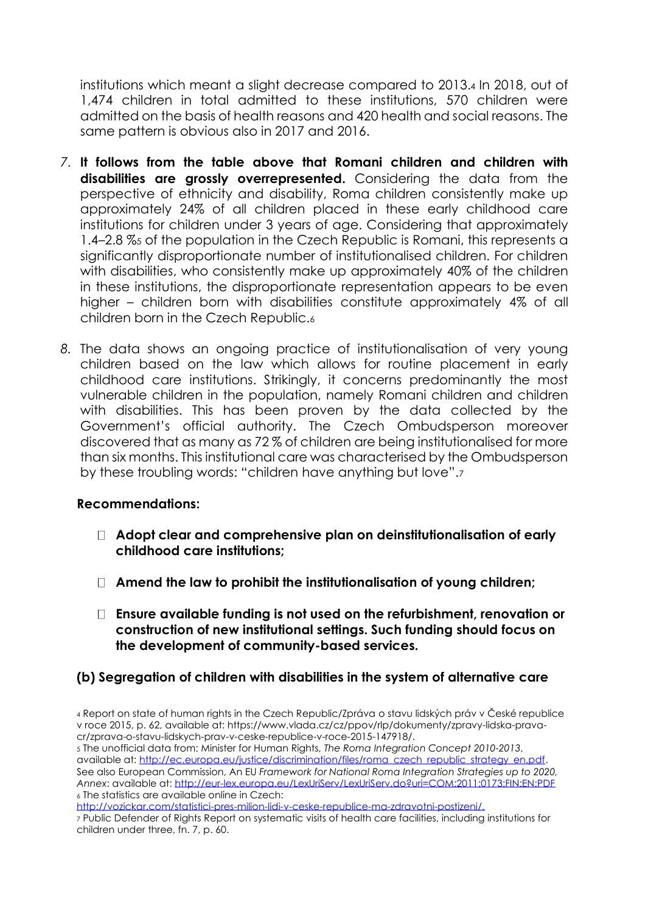institutions which meant a slight decrease compared to 2013.[4] In 2018, out of 1,474 children in total admitted to these institutions, 570 children were admitted on the basis of health reasons and 420 health and social reasons. The same pattern is obvious also in 2017 and 2016.

7. **It follows from the table above that Romani children and children with disabilities are grossly overrepresented.** Considering the data from the perspective of ethnicity and disability, Roma children consistently make up approximately 24% of all children placed in these early childhood care institutions for children under 3 years of age. Considering that approximately 1.4–2.8 %[5] of the population in the Czech Republic is Romani, this represents a significantly disproportionate number of institutionalised children. For children with disabilities, who consistently make up approximately 40% of the children in these institutions, the disproportionate representation appears to be even higher – children born with disabilities constitute approximately 4% of all children born in the Czech Republic.[6]

8. The data shows an ongoing practice of institutionalisation of very young children based on the law which allows for routine placement in early childhood care institutions. Strikingly, it concerns predominantly the most vulnerable children in the population, namely Romani children and children with disabilities. This has been proven by the data collected by the Government's official authority. The Czech Ombudsperson moreover discovered that as many as 72 % of children are being institutionalised for more than six months. This institutional care was characterised by the Ombudsperson by these troubling words: "children have anything but love".[7]

**Recommendations:**

- **Adopt clear and comprehensive plan on deinstitutionalisation of early childhood care institutions;**
- **Amend the law to prohibit the institutionalisation of young children;**
- **Ensure available funding is not used on the refurbishment, renovation or construction of new institutional settings. Such funding should focus on the development of community-based services.**

### (b) Segregation of children with disabilities in the system of alternative care

[4] Report on state of human rights in the Czech Republic/Zpráva o stavu lidských práv v České republice v roce 2015, p. 62, available at: https://www.vlada.cz/cz/ppov/rlp/dokumenty/zpravy-lidska-prava-cr/zprava-o-stavu-lidskych-prav-v-ceske-republice-v-roce-2015-147918/.

[5] The unofficial data from: Minister for Human Rights, *The Roma Integration Concept 2010-2013*, available at: http://ec.europa.eu/justice/discrimination/files/roma_czech_republic_strategy_en.pdf. See also European Commission, An EU *Framework for National Roma Integration Strategies up to 2020, Annex*: available at: http://eur-lex.europa.eu/LexUriServ/LexUriServ.do?uri=COM:2011:0173:FIN:EN:PDF

[6] The statistics are available online in Czech: http://vozickar.com/statistici-pres-milion-lidi-v-ceske-republice-ma-zdravotni-postizeni/.

[7] Public Defender of Rights Report on systematic visits of health care facilities, including institutions for children under three, fn. 7, p. 60.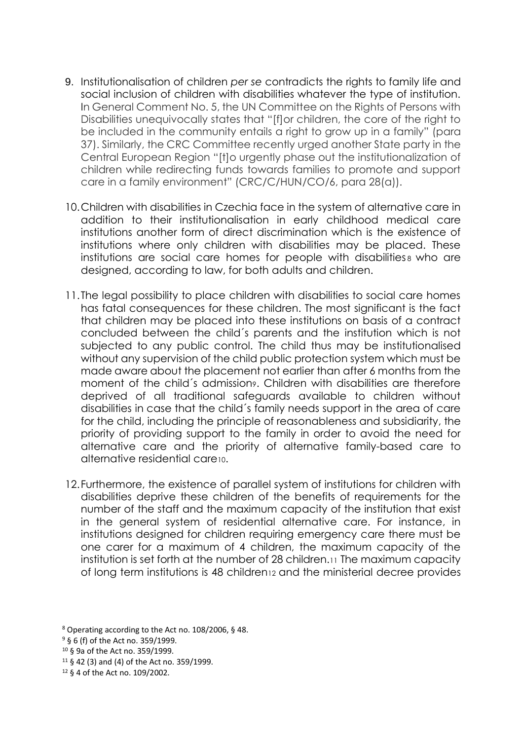9. Institutionalisation of children *per se* contradicts the rights to family life and social inclusion of children with disabilities whatever the type of institution. In General Comment No. 5, the UN Committee on the Rights of Persons with Disabilities unequivocally states that "[f]or children, the core of the right to be included in the community entails a right to grow up in a family" (para 37). Similarly, the CRC Committee recently urged another State party in the Central European Region "[t]o urgently phase out the institutionalization of children while redirecting funds towards families to promote and support care in a family environment" (CRC/C/HUN/CO/6, para 28(a)).

10. Children with disabilities in Czechia face in the system of alternative care in addition to their institutionalisation in early childhood medical care institutions another form of direct discrimination which is the existence of institutions where only children with disabilities may be placed. These institutions are social care homes for people with disabilities[8] who are designed, according to law, for both adults and children.

11. The legal possibility to place children with disabilities to social care homes has fatal consequences for these children. The most significant is the fact that children may be placed into these institutions on basis of a contract concluded between the child´s parents and the institution which is not subjected to any public control. The child thus may be institutionalised without any supervision of the child public protection system which must be made aware about the placement not earlier than after 6 months from the moment of the child´s admission[9]. Children with disabilities are therefore deprived of all traditional safeguards available to children without disabilities in case that the child´s family needs support in the area of care for the child, including the principle of reasonableness and subsidiarity, the priority of providing support to the family in order to avoid the need for alternative care and the priority of alternative family-based care to alternative residential care[10].

12. Furthermore, the existence of parallel system of institutions for children with disabilities deprive these children of the benefits of requirements for the number of the staff and the maximum capacity of the institution that exist in the general system of residential alternative care. For instance, in institutions designed for children requiring emergency care there must be one carer for a maximum of 4 children, the maximum capacity of the institution is set forth at the number of 28 children.[11] The maximum capacity of long term institutions is 48 children[12] and the ministerial decree provides

---

[8] Operating according to the Act no. 108/2006, § 48.

[9] § 6 (f) of the Act no. 359/1999.

[10] § 9a of the Act no. 359/1999.

[11] § 42 (3) and (4) of the Act no. 359/1999.

[12] § 4 of the Act no. 109/2002.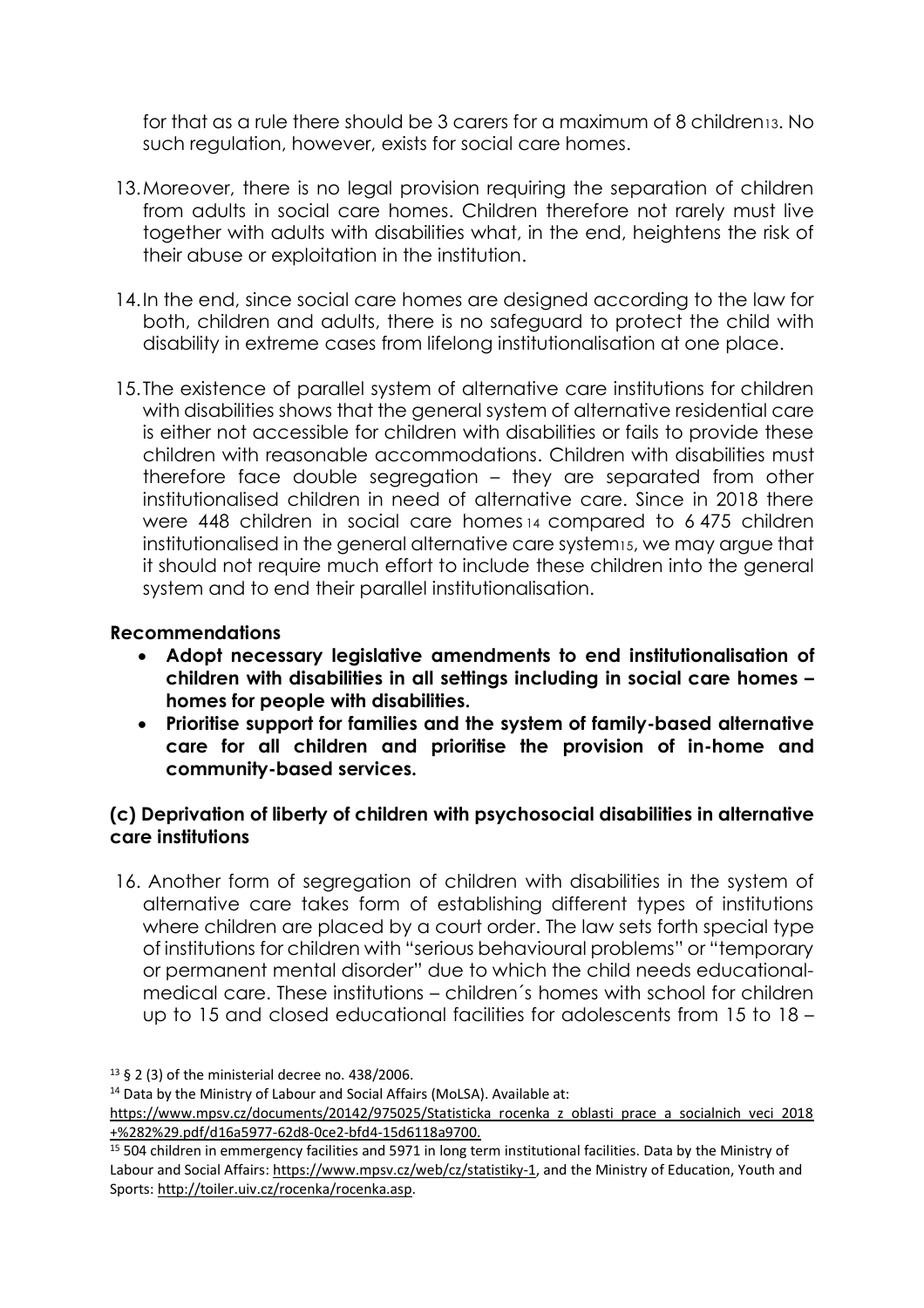for that as a rule there should be 3 carers for a maximum of 8 children[13]. No such regulation, however, exists for social care homes.

13. Moreover, there is no legal provision requiring the separation of children from adults in social care homes. Children therefore not rarely must live together with adults with disabilities what, in the end, heightens the risk of their abuse or exploitation in the institution.

14. In the end, since social care homes are designed according to the law for both, children and adults, there is no safeguard to protect the child with disability in extreme cases from lifelong institutionalisation at one place.

15. The existence of parallel system of alternative care institutions for children with disabilities shows that the general system of alternative residential care is either not accessible for children with disabilities or fails to provide these children with reasonable accommodations. Children with disabilities must therefore face double segregation – they are separated from other institutionalised children in need of alternative care. Since in 2018 there were 448 children in social care homes[14] compared to 6 475 children institutionalised in the general alternative care system[15], we may argue that it should not require much effort to include these children into the general system and to end their parallel institutionalisation.

**Recommendations**

- **Adopt necessary legislative amendments to end institutionalisation of children with disabilities in all settings including in social care homes – homes for people with disabilities.**
- **Prioritise support for families and the system of family-based alternative care for all children and prioritise the provision of in-home and community-based services.**

### (c) Deprivation of liberty of children with psychosocial disabilities in alternative care institutions

16. Another form of segregation of children with disabilities in the system of alternative care takes form of establishing different types of institutions where children are placed by a court order. The law sets forth special type of institutions for children with "serious behavioural problems" or "temporary or permanent mental disorder" due to which the child needs educational-medical care. These institutions – children´s homes with school for children up to 15 and closed educational facilities for adolescents from 15 to 18 –

[13] § 2 (3) of the ministerial decree no. 438/2006.

[14] Data by the Ministry of Labour and Social Affairs (MoLSA). Available at: https://www.mpsv.cz/documents/20142/975025/Statisticka_rocenka_z_oblasti_prace_a_socialnich_veci_2018+%282%29.pdf/d16a5977-62d8-0ce2-bfd4-15d6118a9700.

[15] 504 children in emmergency facilities and 5971 in long term institutional facilities. Data by the Ministry of Labour and Social Affairs: https://www.mpsv.cz/web/cz/statistiky-1, and the Ministry of Education, Youth and Sports: http://toiler.uiv.cz/rocenka/rocenka.asp.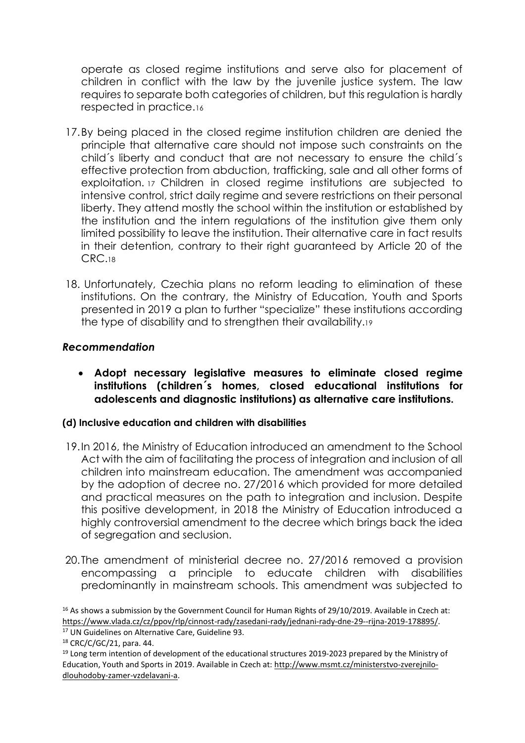operate as closed regime institutions and serve also for placement of children in conflict with the law by the juvenile justice system. The law requires to separate both categories of children, but this regulation is hardly respected in practice.[16]

17. By being placed in the closed regime institution children are denied the principle that alternative care should not impose such constraints on the child´s liberty and conduct that are not necessary to ensure the child´s effective protection from abduction, trafficking, sale and all other forms of exploitation.[17] Children in closed regime institutions are subjected to intensive control, strict daily regime and severe restrictions on their personal liberty. They attend mostly the school within the institution or established by the institution and the intern regulations of the institution give them only limited possibility to leave the institution. Their alternative care in fact results in their detention, contrary to their right guaranteed by Article 20 of the CRC.[18]

18. Unfortunately, Czechia plans no reform leading to elimination of these institutions. On the contrary, the Ministry of Education, Youth and Sports presented in 2019 a plan to further "specialize" these institutions according the type of disability and to strengthen their availability.[19]

### *Recommendation*

- **Adopt necessary legislative measures to eliminate closed regime institutions (children´s homes, closed educational institutions for adolescents and diagnostic institutions) as alternative care institutions.**

#### (d) Inclusive education and children with disabilities

19. In 2016, the Ministry of Education introduced an amendment to the School Act with the aim of facilitating the process of integration and inclusion of all children into mainstream education. The amendment was accompanied by the adoption of decree no. 27/2016 which provided for more detailed and practical measures on the path to integration and inclusion. Despite this positive development, in 2018 the Ministry of Education introduced a highly controversial amendment to the decree which brings back the idea of segregation and seclusion.

20. The amendment of ministerial decree no. 27/2016 removed a provision encompassing a principle to educate children with disabilities predominantly in mainstream schools. This amendment was subjected to

---

[16] As shows a submission by the Government Council for Human Rights of 29/10/2019. Available in Czech at: https://www.vlada.cz/cz/ppov/rlp/cinnost-rady/zasedani-rady/jednani-rady-dne-29--rijna-2019-178895/.

[17] UN Guidelines on Alternative Care, Guideline 93.

[18] CRC/C/GC/21, para. 44.

[19] Long term intention of development of the educational structures 2019-2023 prepared by the Ministry of Education, Youth and Sports in 2019. Available in Czech at: http://www.msmt.cz/ministerstvo-zverejnilo-dlouhodoby-zamer-vzdelavani-a.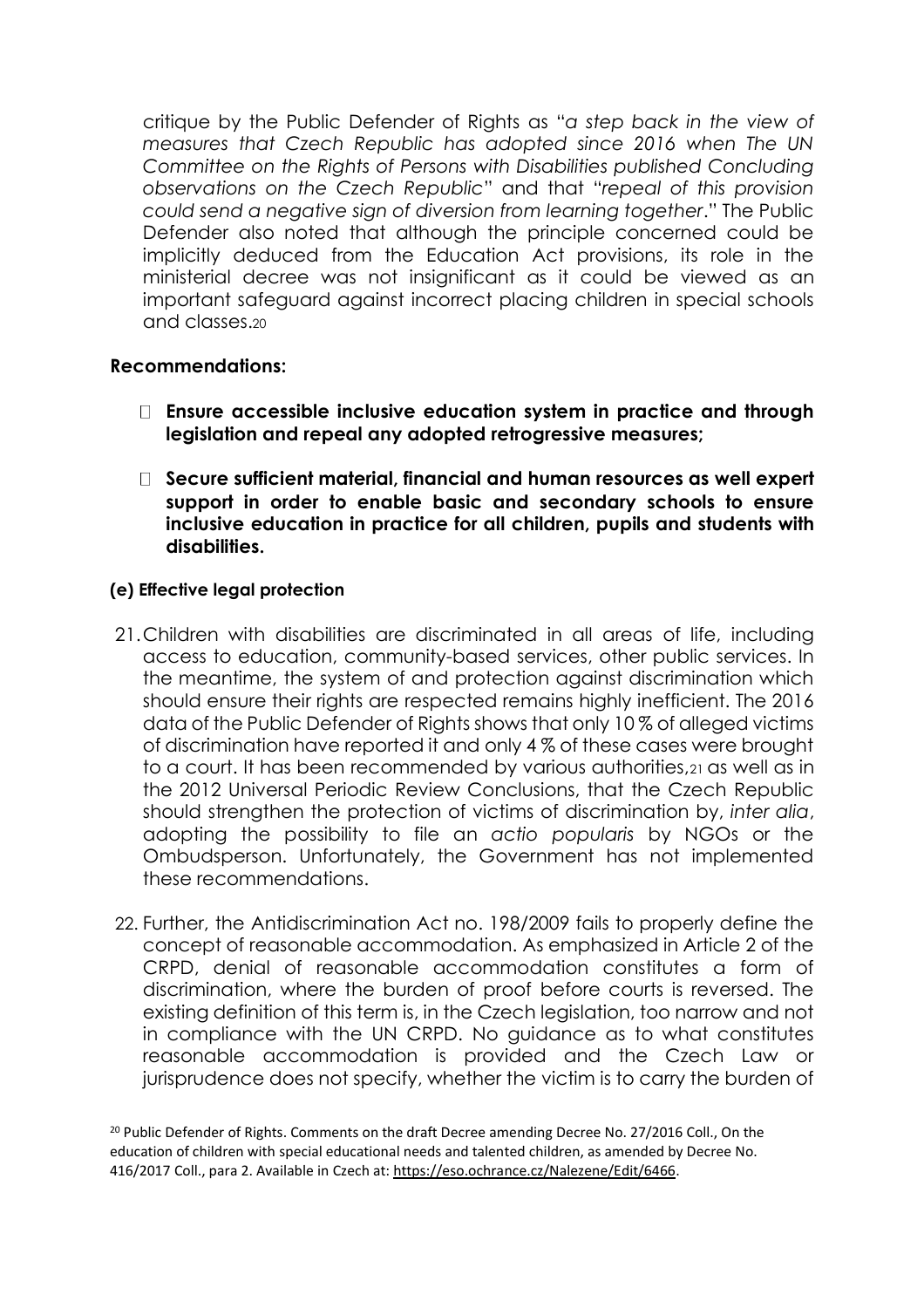critique by the Public Defender of Rights as "*a step back in the view of measures that Czech Republic has adopted since 2016 when The UN Committee on the Rights of Persons with Disabilities published Concluding observations on the Czech Republic*" and that "*repeal of this provision could send a negative sign of diversion from learning together*." The Public Defender also noted that although the principle concerned could be implicitly deduced from the Education Act provisions, its role in the ministerial decree was not insignificant as it could be viewed as an important safeguard against incorrect placing children in special schools and classes.[20]

**Recommendations:**

- **Ensure accessible inclusive education system in practice and through legislation and repeal any adopted retrogressive measures;**
- **Secure sufficient material, financial and human resources as well expert support in order to enable basic and secondary schools to ensure inclusive education in practice for all children, pupils and students with disabilities.**

### (e) Effective legal protection

21. Children with disabilities are discriminated in all areas of life, including access to education, community-based services, other public services. In the meantime, the system of and protection against discrimination which should ensure their rights are respected remains highly inefficient. The 2016 data of the Public Defender of Rights shows that only 10 % of alleged victims of discrimination have reported it and only 4 % of these cases were brought to a court. It has been recommended by various authorities,[21] as well as in the 2012 Universal Periodic Review Conclusions, that the Czech Republic should strengthen the protection of victims of discrimination by, *inter alia*, adopting the possibility to file an *actio popularis* by NGOs or the Ombudsperson. Unfortunately, the Government has not implemented these recommendations.

22. Further, the Antidiscrimination Act no. 198/2009 fails to properly define the concept of reasonable accommodation. As emphasized in Article 2 of the CRPD, denial of reasonable accommodation constitutes a form of discrimination, where the burden of proof before courts is reversed. The existing definition of this term is, in the Czech legislation, too narrow and not in compliance with the UN CRPD. No guidance as to what constitutes reasonable accommodation is provided and the Czech Law or jurisprudence does not specify, whether the victim is to carry the burden of

[20] Public Defender of Rights. Comments on the draft Decree amending Decree No. 27/2016 Coll., On the education of children with special educational needs and talented children, as amended by Decree No. 416/2017 Coll., para 2. Available in Czech at: https://eso.ochrance.cz/Nalezene/Edit/6466.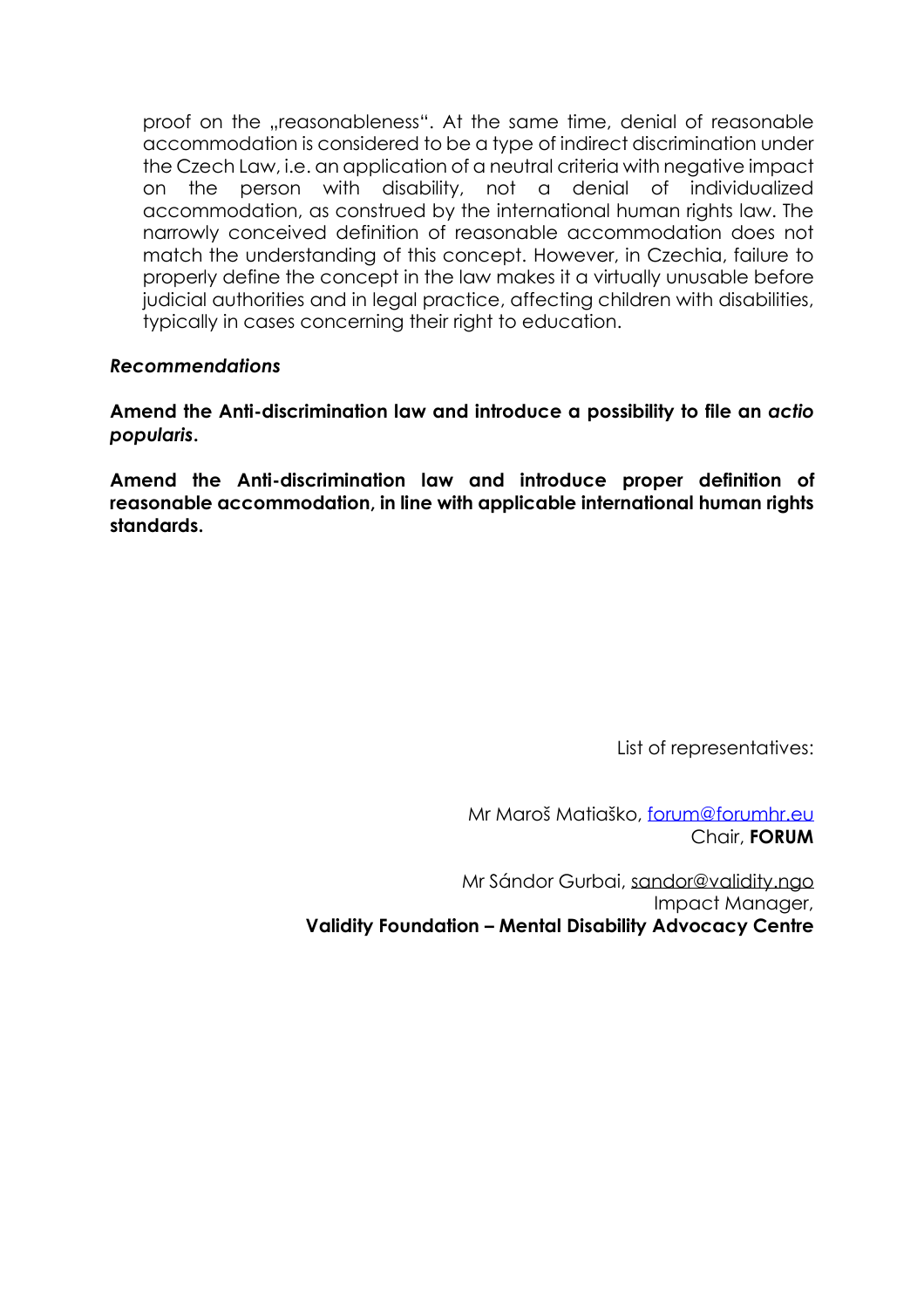proof on the „reasonableness". At the same time, denial of reasonable accommodation is considered to be a type of indirect discrimination under the Czech Law, i.e. an application of a neutral criteria with negative impact on the person with disability, not a denial of individualized accommodation, as construed by the international human rights law. The narrowly conceived definition of reasonable accommodation does not match the understanding of this concept. However, in Czechia, failure to properly define the concept in the law makes it a virtually unusable before judicial authorities and in legal practice, affecting children with disabilities, typically in cases concerning their right to education.

***Recommendations***

**Amend the Anti-discrimination law and introduce a possibility to file an *actio popularis*.**

**Amend the Anti-discrimination law and introduce proper definition of reasonable accommodation, in line with applicable international human rights standards.**

List of representatives:

Mr Maroš Matiaško, forum@forumhr.eu
Chair, **FORUM**

Mr Sándor Gurbai, sandor@validity.ngo
Impact Manager,
**Validity Foundation – Mental Disability Advocacy Centre**